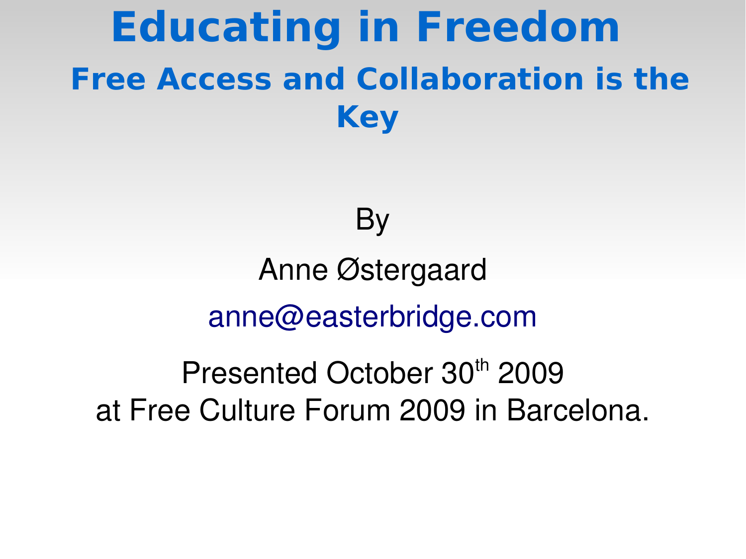# Educating in Freedom

## Free Access and Collaboration is the Key

By

Anne Østergaard

anne@easterbridge.com

Presented October 30th 2009
at Free Culture Forum 2009 in Barcelona.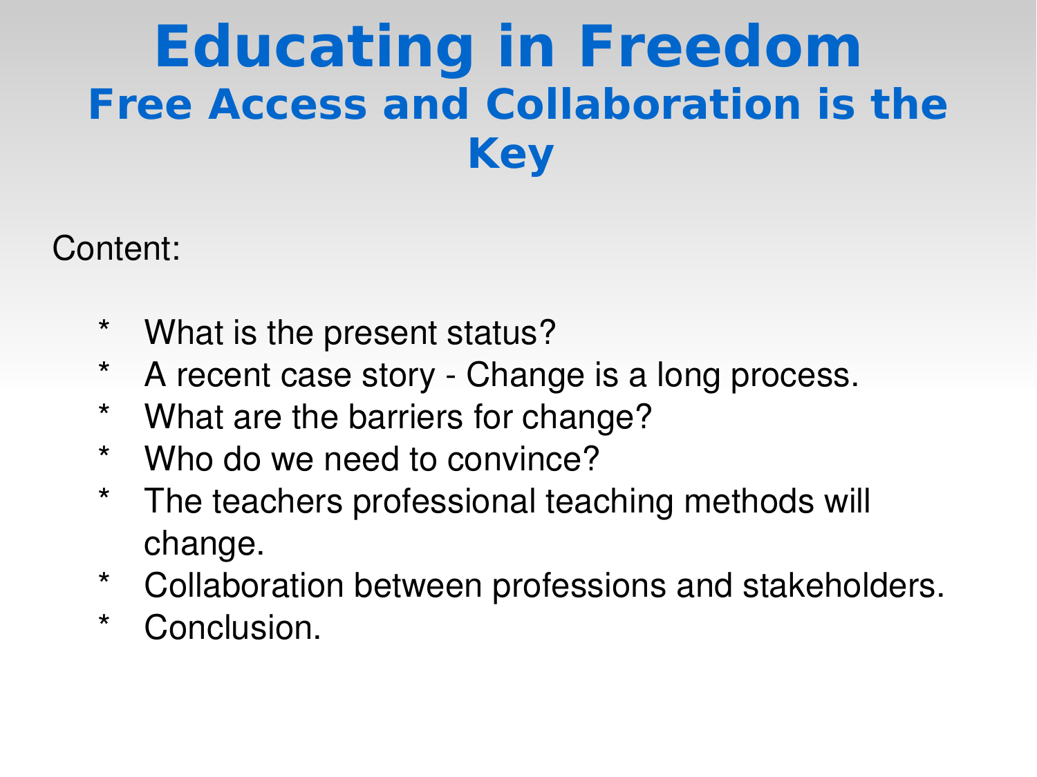# Educating in Freedom

## Free Access and Collaboration is the Key

Content:

- What is the present status?
- A recent case story - Change is a long process.
- What are the barriers for change?
- Who do we need to convince?
- The teachers professional teaching methods will change.
- Collaboration between professions and stakeholders.
- Conclusion.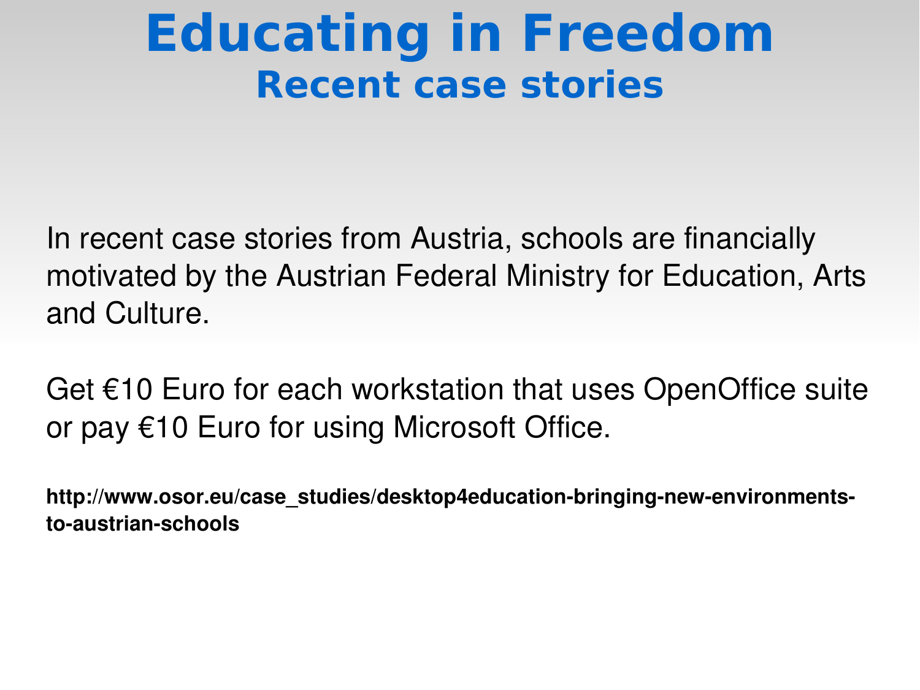# Educating in Freedom

## Recent case stories

In recent case stories from Austria, schools are financially motivated by the Austrian Federal Ministry for Education, Arts and Culture.

Get €10 Euro for each workstation that uses OpenOffice suite or pay €10 Euro for using Microsoft Office.

**http://www.osor.eu/case_studies/desktop4education-bringing-new-environments-to-austrian-schools**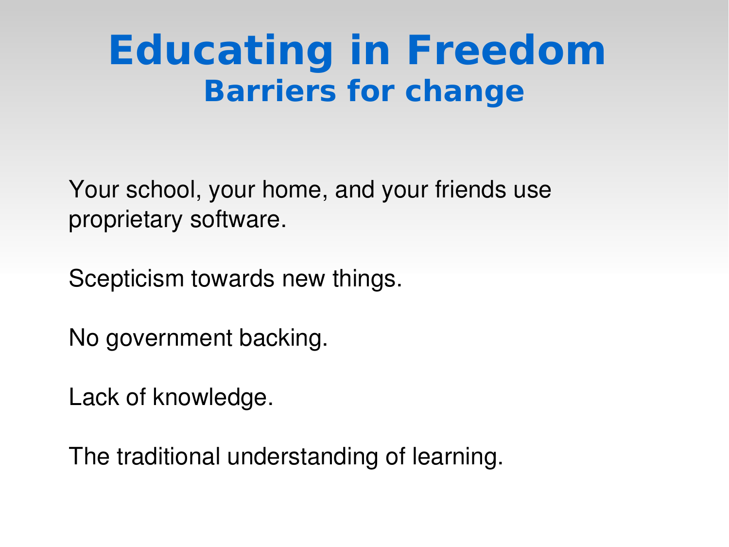# Educating in Freedom

## Barriers for change

Your school, your home, and your friends use proprietary software.

Scepticism towards new things.

No government backing.

Lack of knowledge.

The traditional understanding of learning.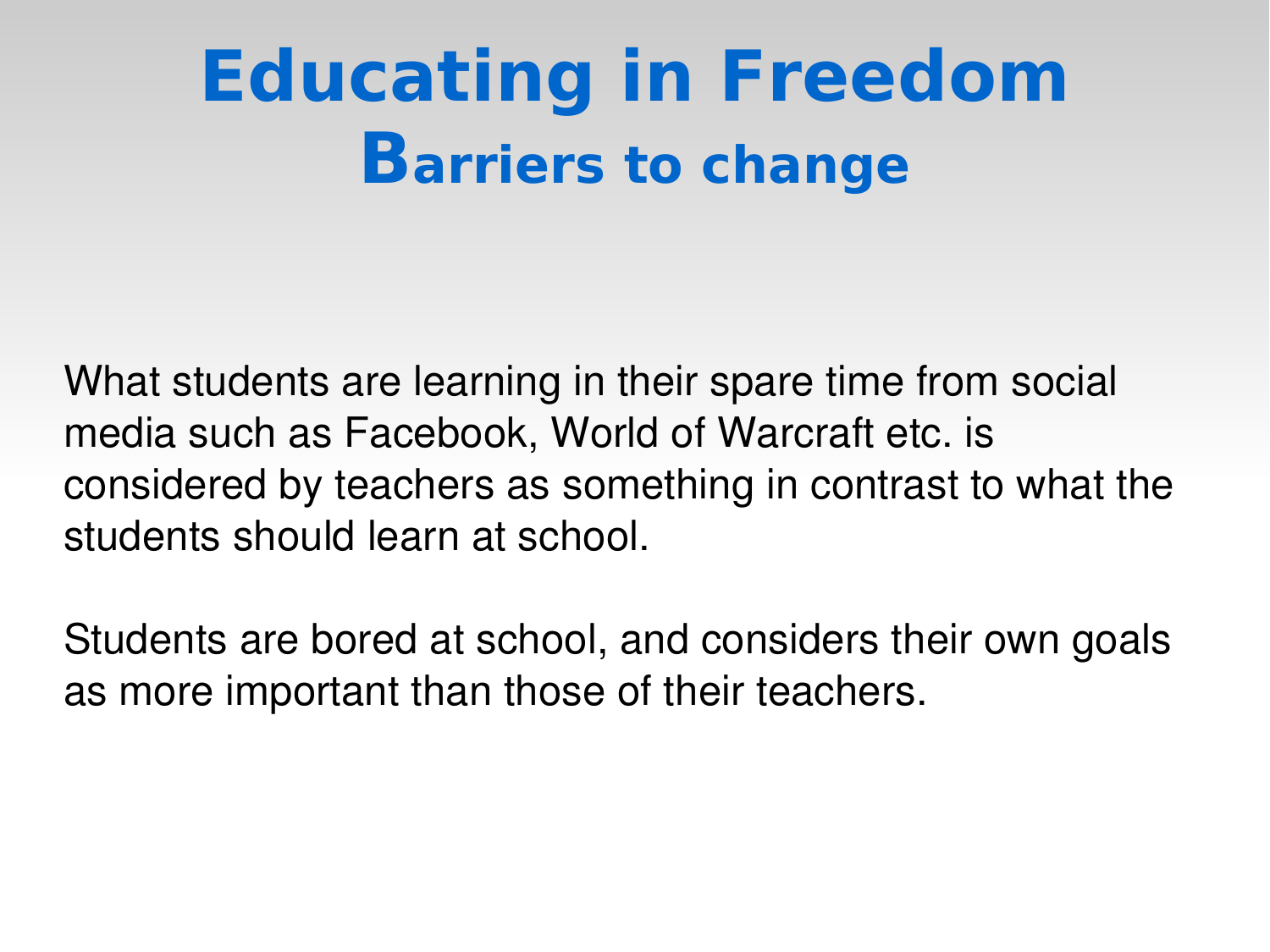# Educating in Freedom

## Barriers to change

What students are learning in their spare time from social media such as Facebook, World of Warcraft etc. is considered by teachers as something in contrast to what the students should learn at school.

Students are bored at school, and considers their own goals as more important than those of their teachers.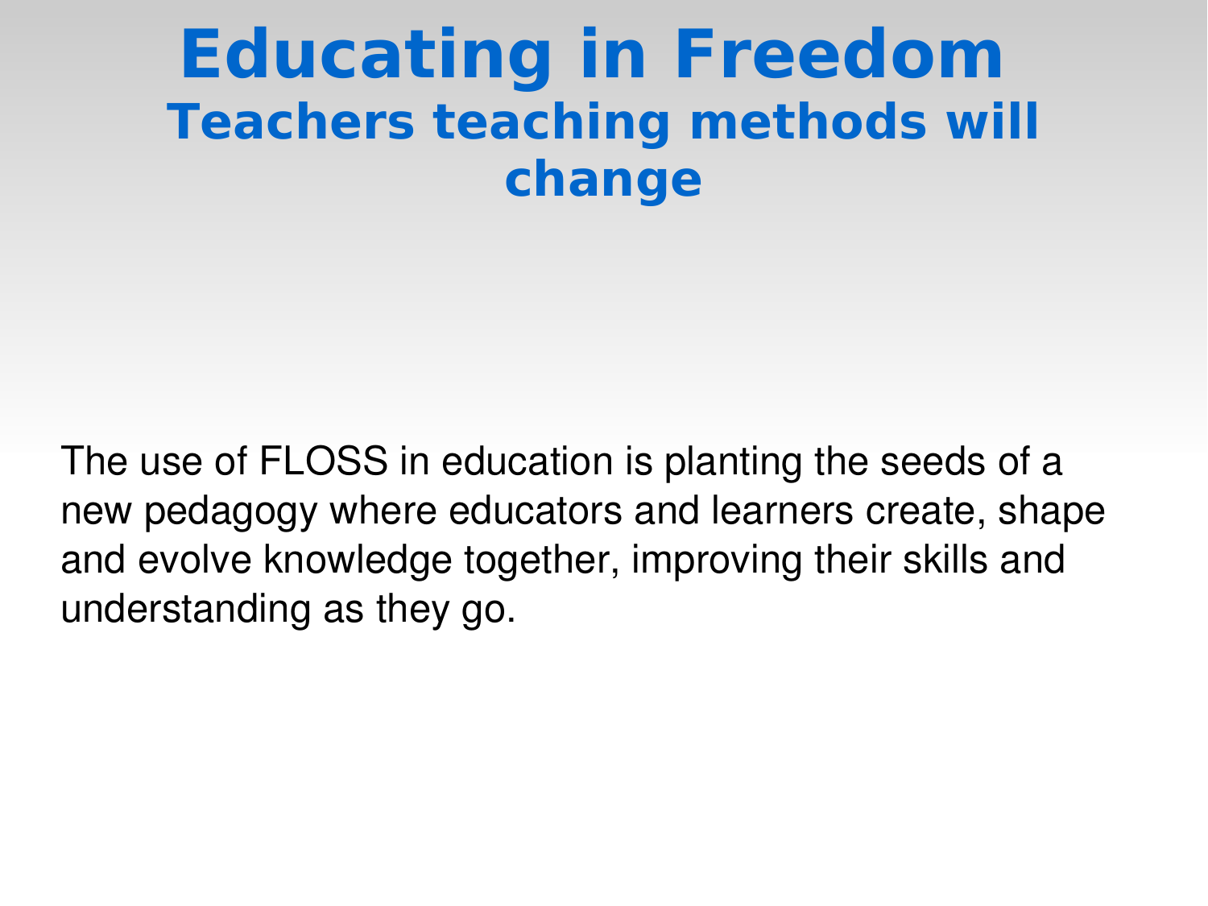# Educating in Freedom

## Teachers teaching methods will change

The use of FLOSS in education is planting the seeds of a new pedagogy where educators and learners create, shape and evolve knowledge together, improving their skills and understanding as they go.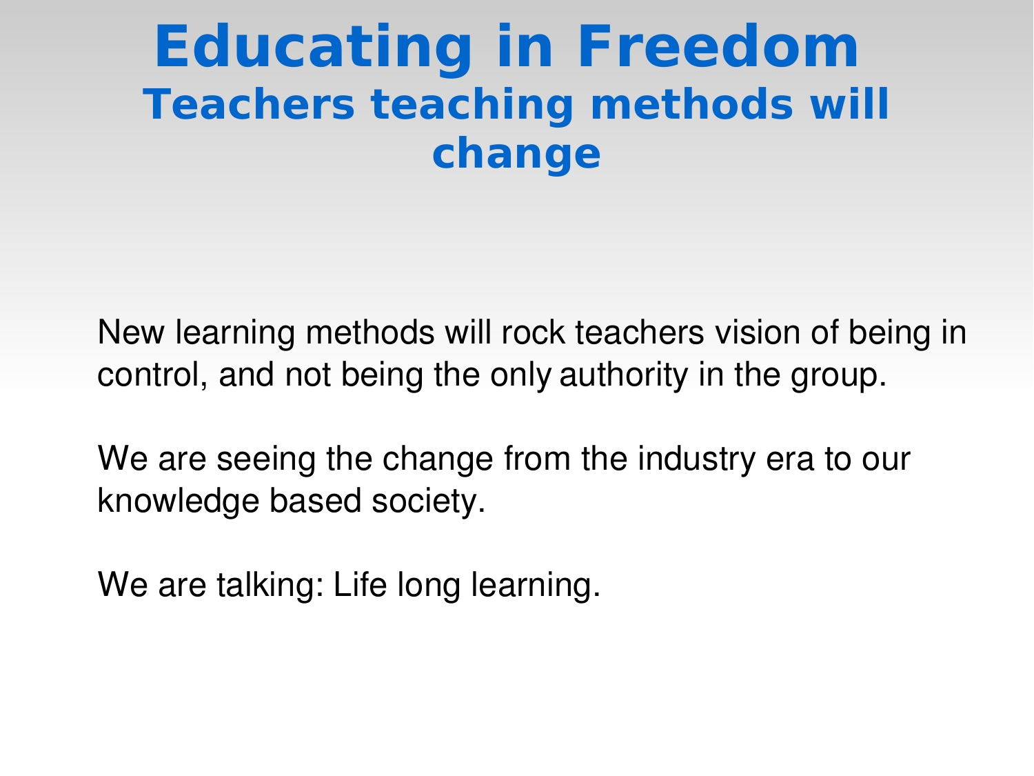# Educating in Freedom

## Teachers teaching methods will change

New learning methods will rock teachers vision of being in control, and not being the only authority in the group.

We are seeing the change from the industry era to our knowledge based society.

We are talking: Life long learning.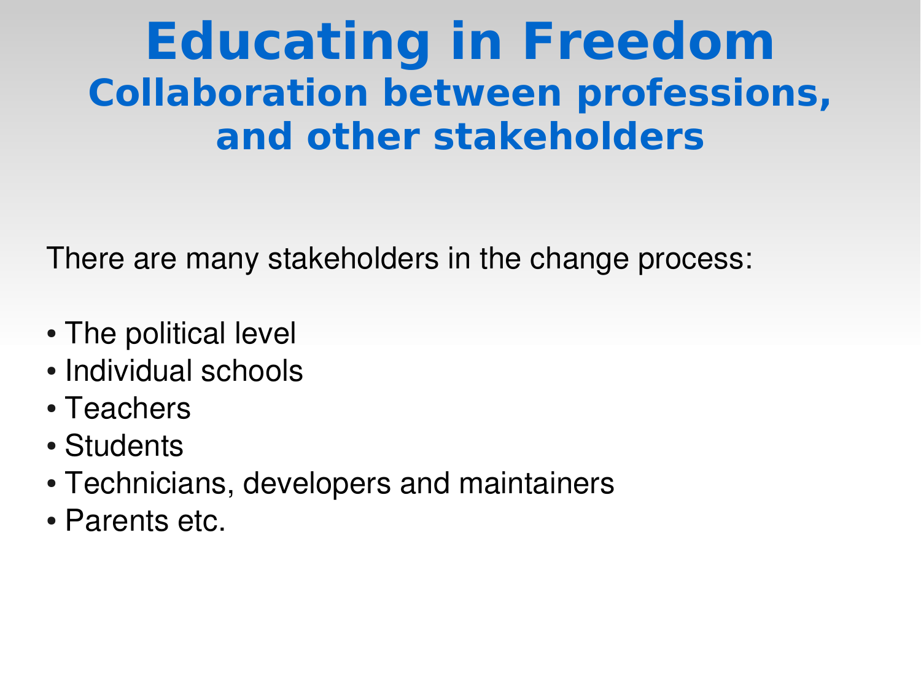# Educating in Freedom

## Collaboration between professions, and other stakeholders

There are many stakeholders in the change process:

- The political level
- Individual schools
- Teachers
- Students
- Technicians, developers and maintainers
- Parents etc.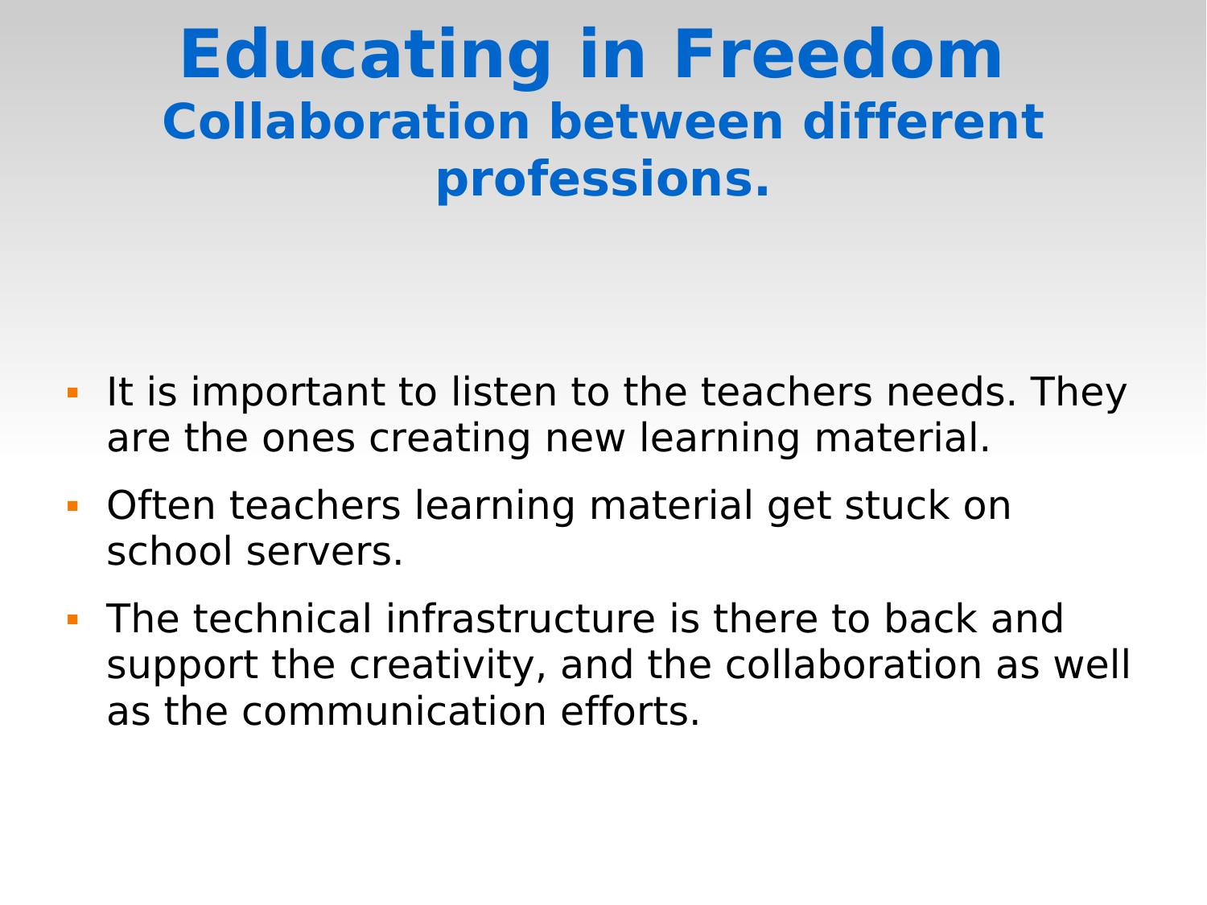# Educating in Freedom

## Collaboration between different professions.

- It is important to listen to the teachers needs. They are the ones creating new learning material.
- Often teachers learning material get stuck on school servers.
- The technical infrastructure is there to back and support the creativity, and the collaboration as well as the communication efforts.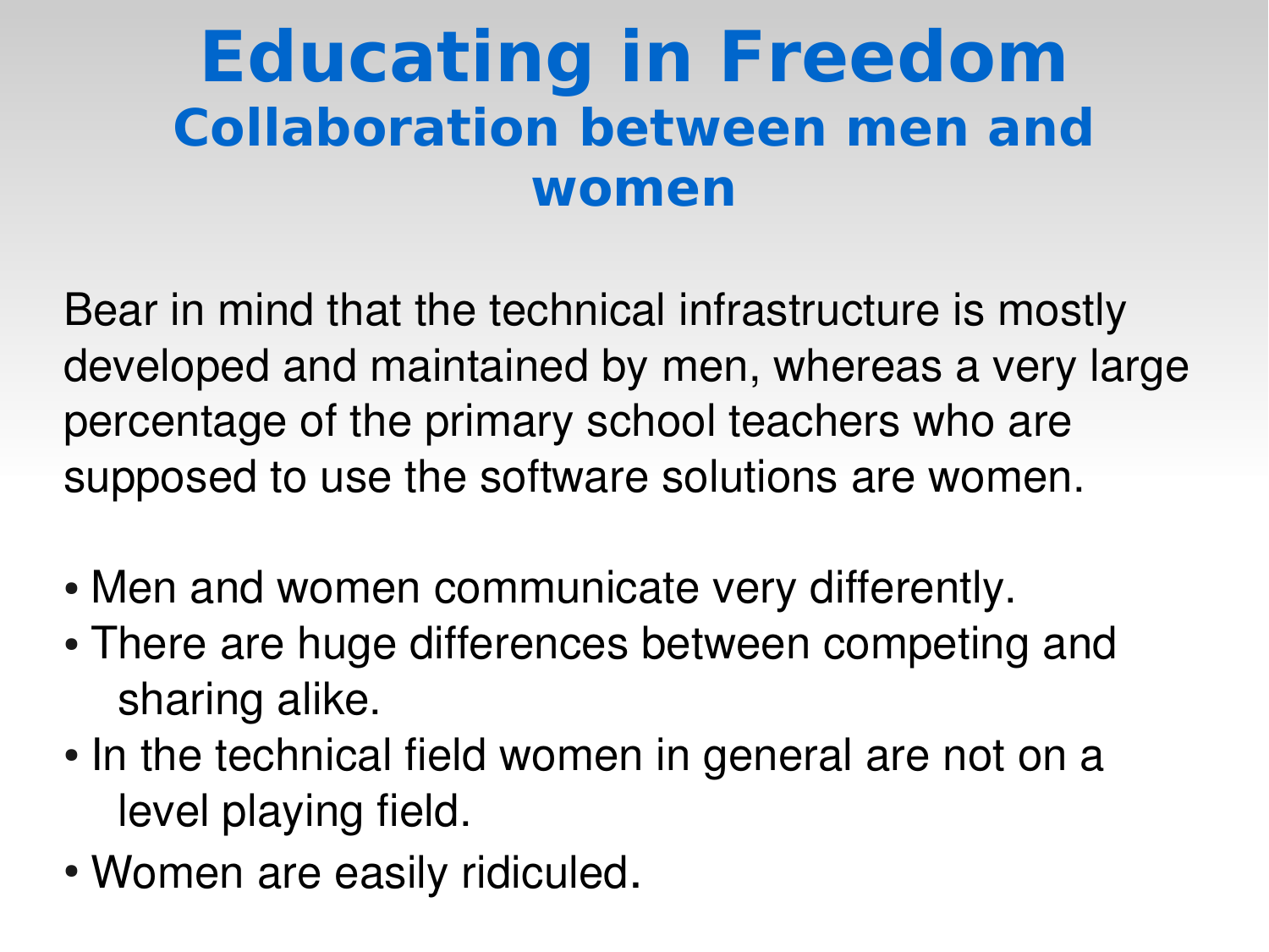# Educating in Freedom

## Collaboration between men and women

Bear in mind that the technical infrastructure is mostly developed and maintained by men, whereas a very large percentage of the primary school teachers who are supposed to use the software solutions are women.

- Men and women communicate very differently.
- There are huge differences between competing and sharing alike.
- In the technical field women in general are not on a level playing field.
- Women are easily ridiculed.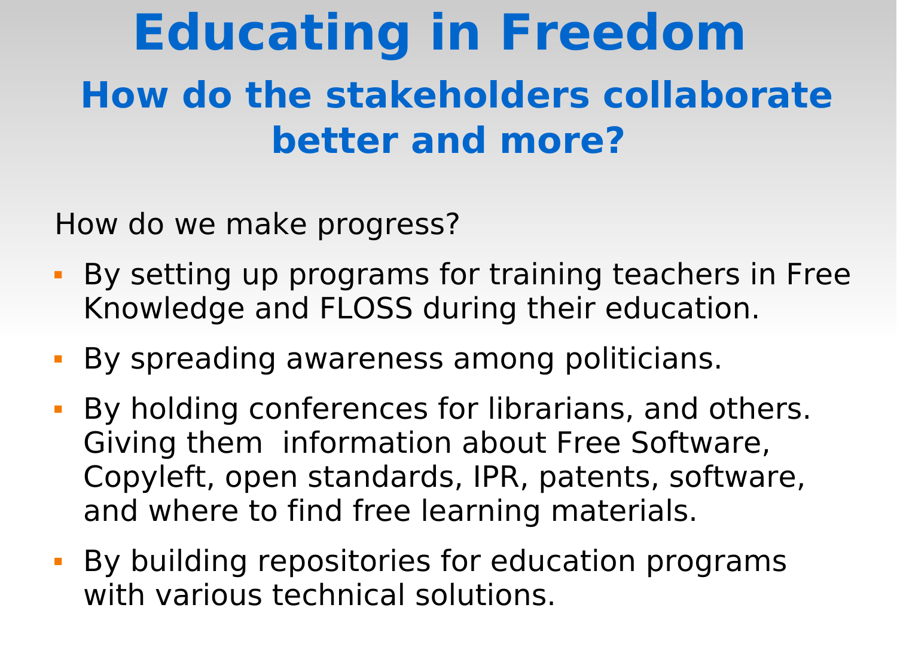# Educating in Freedom

## How do the stakeholders collaborate better and more?

How do we make progress?

- By setting up programs for training teachers in Free Knowledge and FLOSS during their education.
- By spreading awareness among politicians.
- By holding conferences for librarians, and others. Giving them information about Free Software, Copyleft, open standards, IPR, patents, software, and where to find free learning materials.
- By building repositories for education programs with various technical solutions.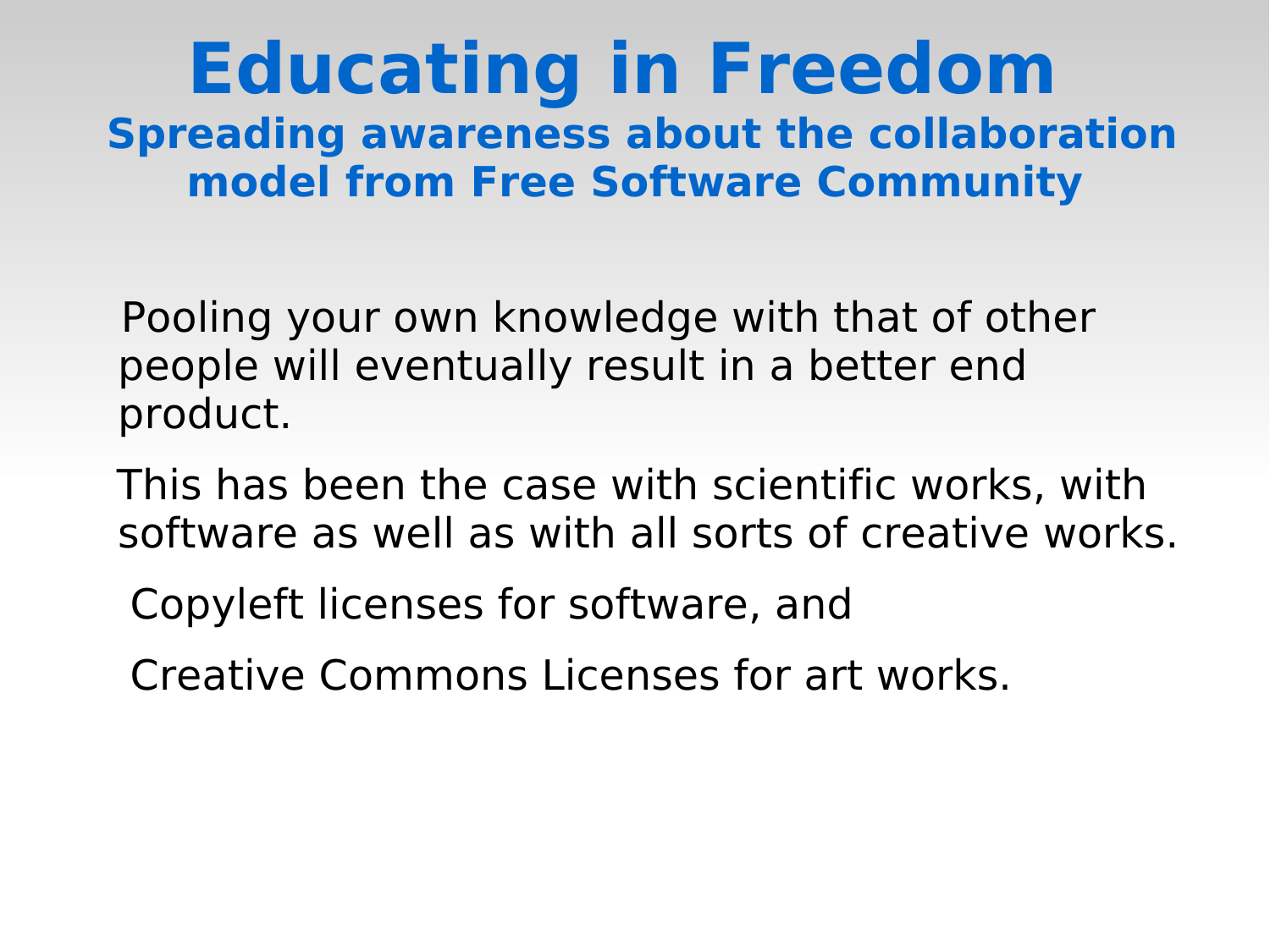# Educating in Freedom

## Spreading awareness about the collaboration model from Free Software Community

Pooling your own knowledge with that of other people will eventually result in a better end product.

This has been the case with scientific works, with software as well as with all sorts of creative works.

Copyleft licenses for software, and

Creative Commons Licenses for art works.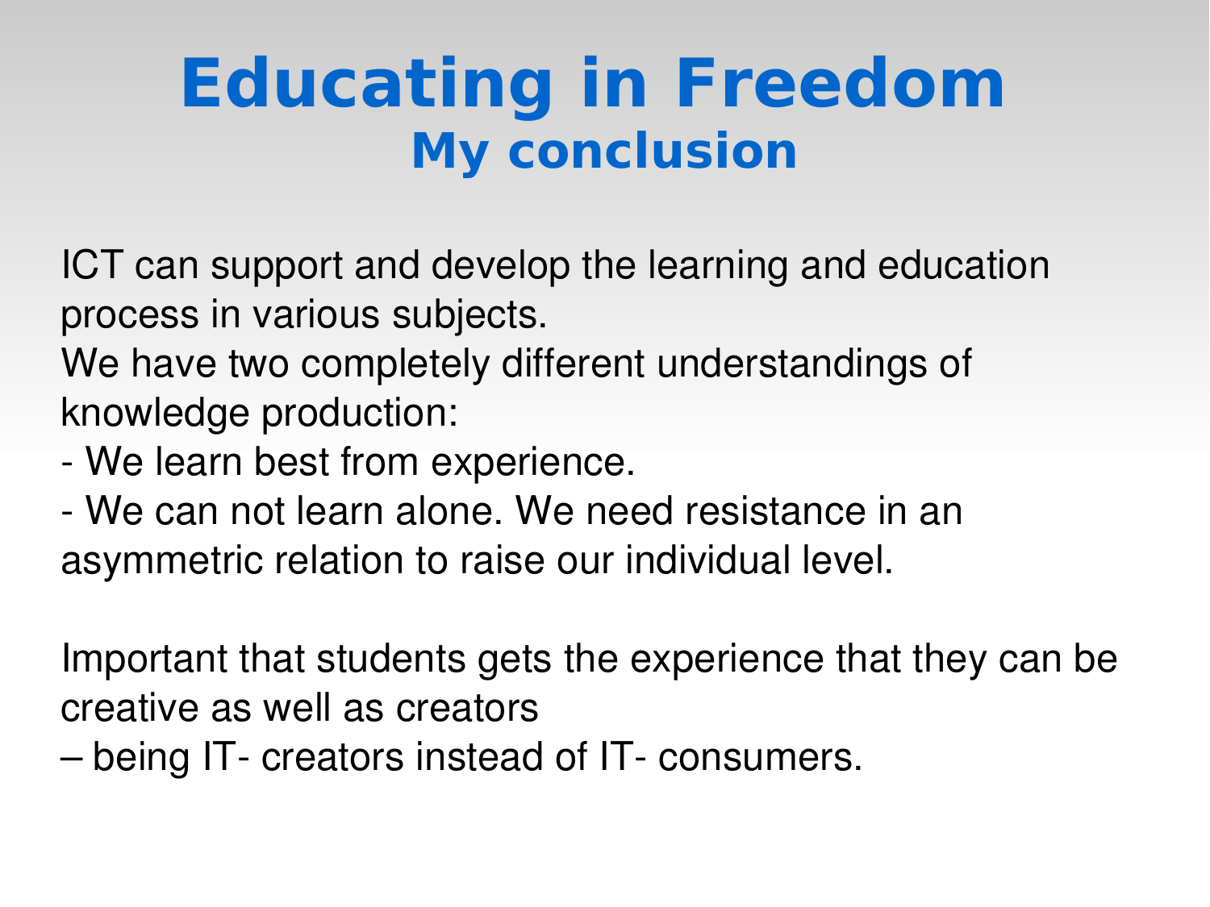# Educating in Freedom
## My conclusion

ICT can support and develop the learning and education process in various subjects.
We have two completely different understandings of knowledge production:
- We learn best from experience.
- We can not learn alone. We need resistance in an asymmetric relation to raise our individual level.

Important that students gets the experience that they can be creative as well as creators
– being IT- creators instead of IT- consumers.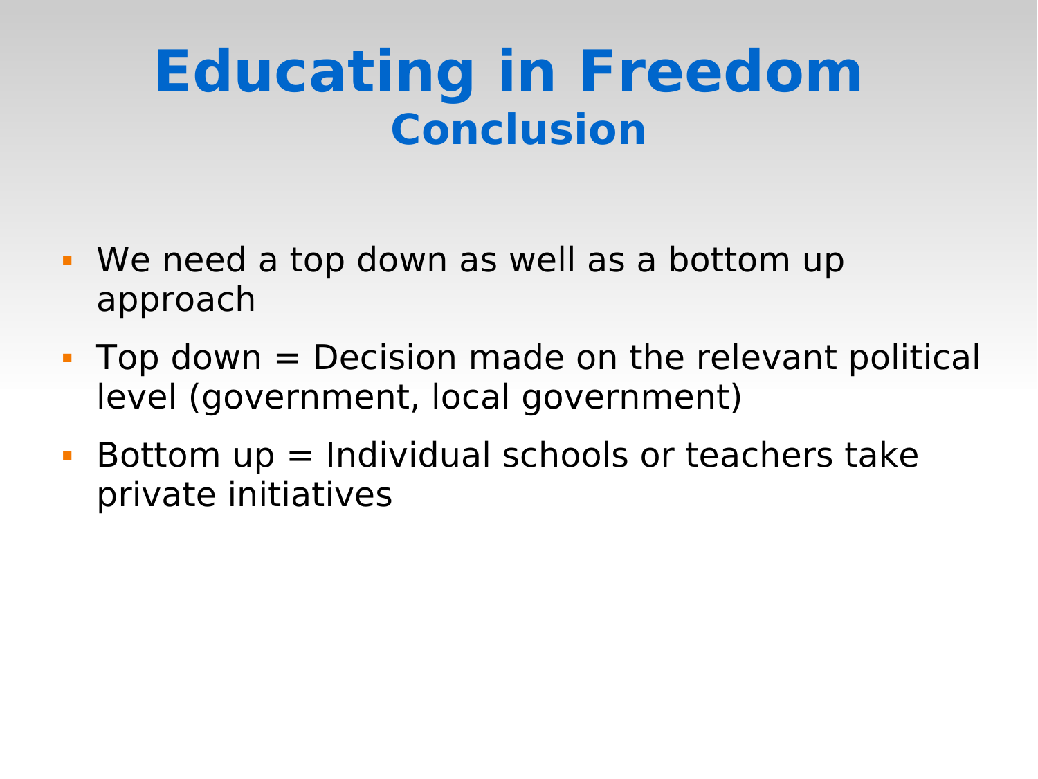# Educating in Freedom

## Conclusion

- We need a top down as well as a bottom up approach
- Top down = Decision made on the relevant political level (government, local government)
- Bottom up = Individual schools or teachers take private initiatives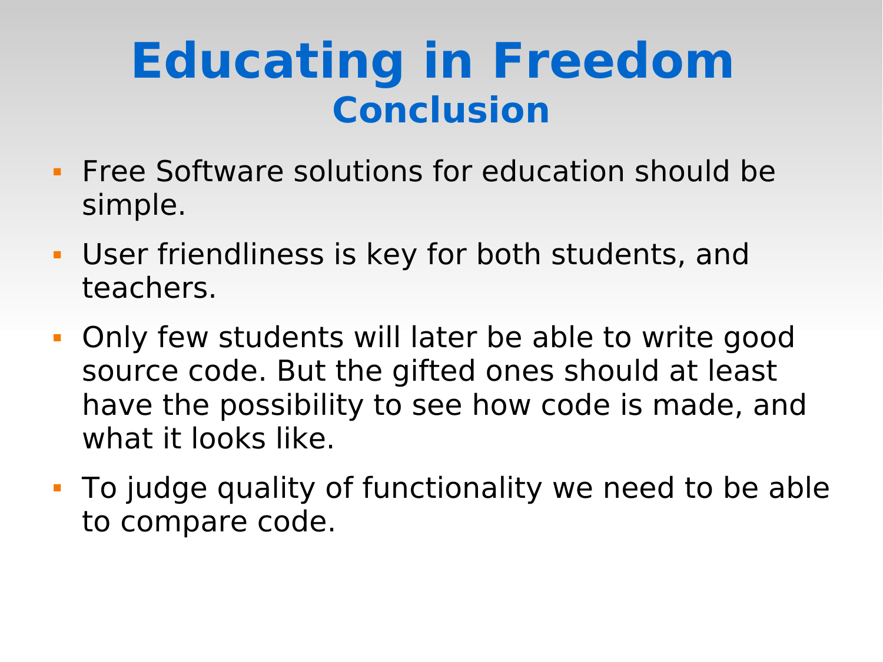# Educating in Freedom
## Conclusion

- Free Software solutions for education should be simple.
- User friendliness is key for both students, and teachers.
- Only few students will later be able to write good source code. But the gifted ones should at least have the possibility to see how code is made, and what it looks like.
- To judge quality of functionality we need to be able to compare code.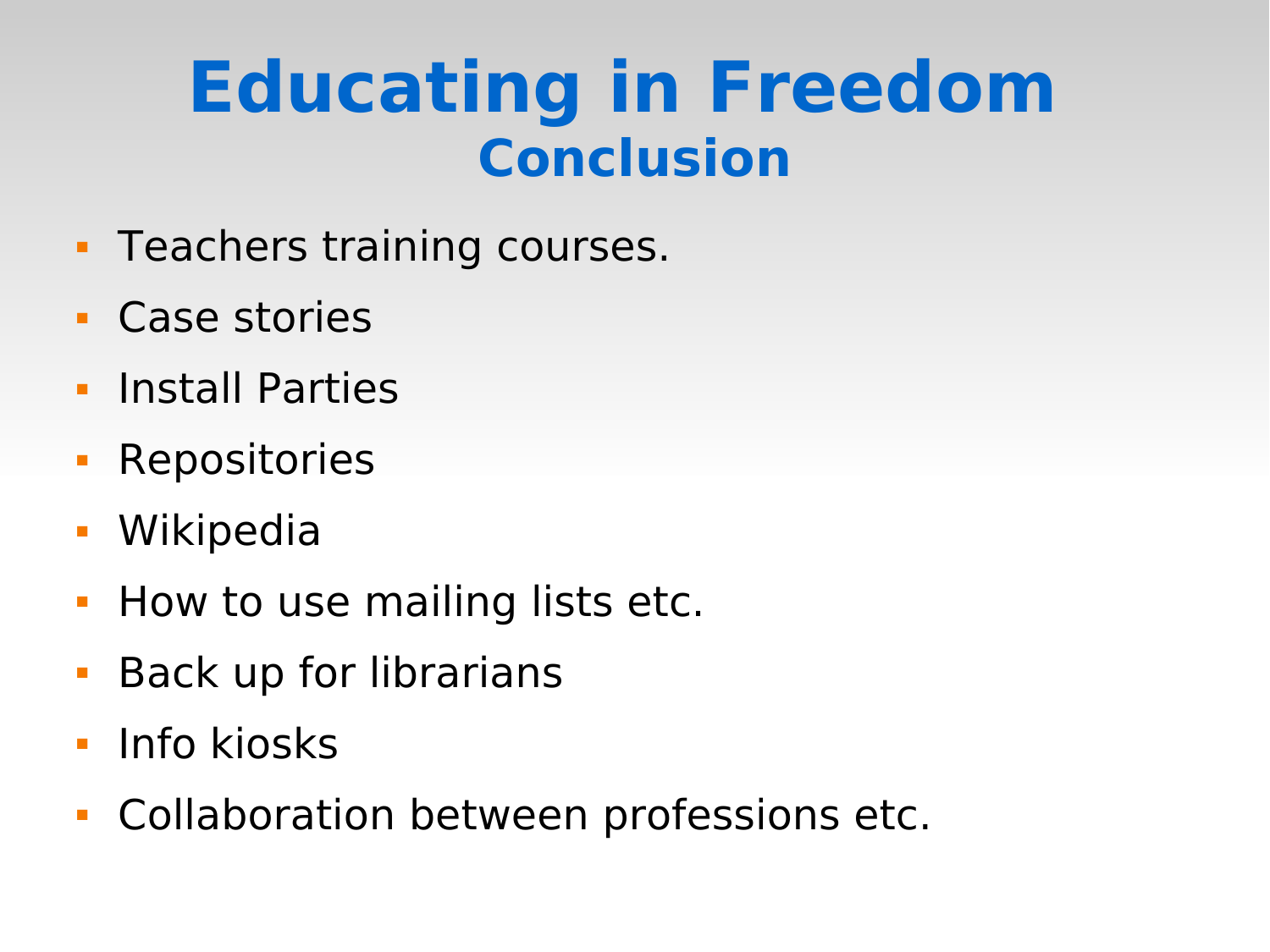# Educating in Freedom

## Conclusion

- Teachers training courses.
- Case stories
- Install Parties
- Repositories
- Wikipedia
- How to use mailing lists etc.
- Back up for librarians
- Info kiosks
- Collaboration between professions etc.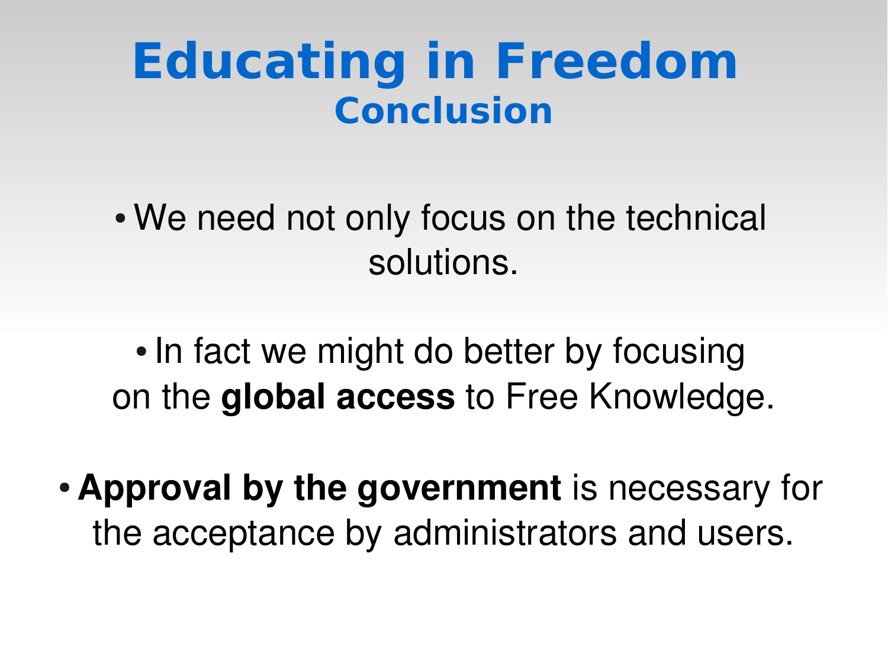# Educating in Freedom

## Conclusion

- We need not only focus on the technical solutions.
- In fact we might do better by focusing on the **global access** to Free Knowledge.
- **Approval by the government** is necessary for the acceptance by administrators and users.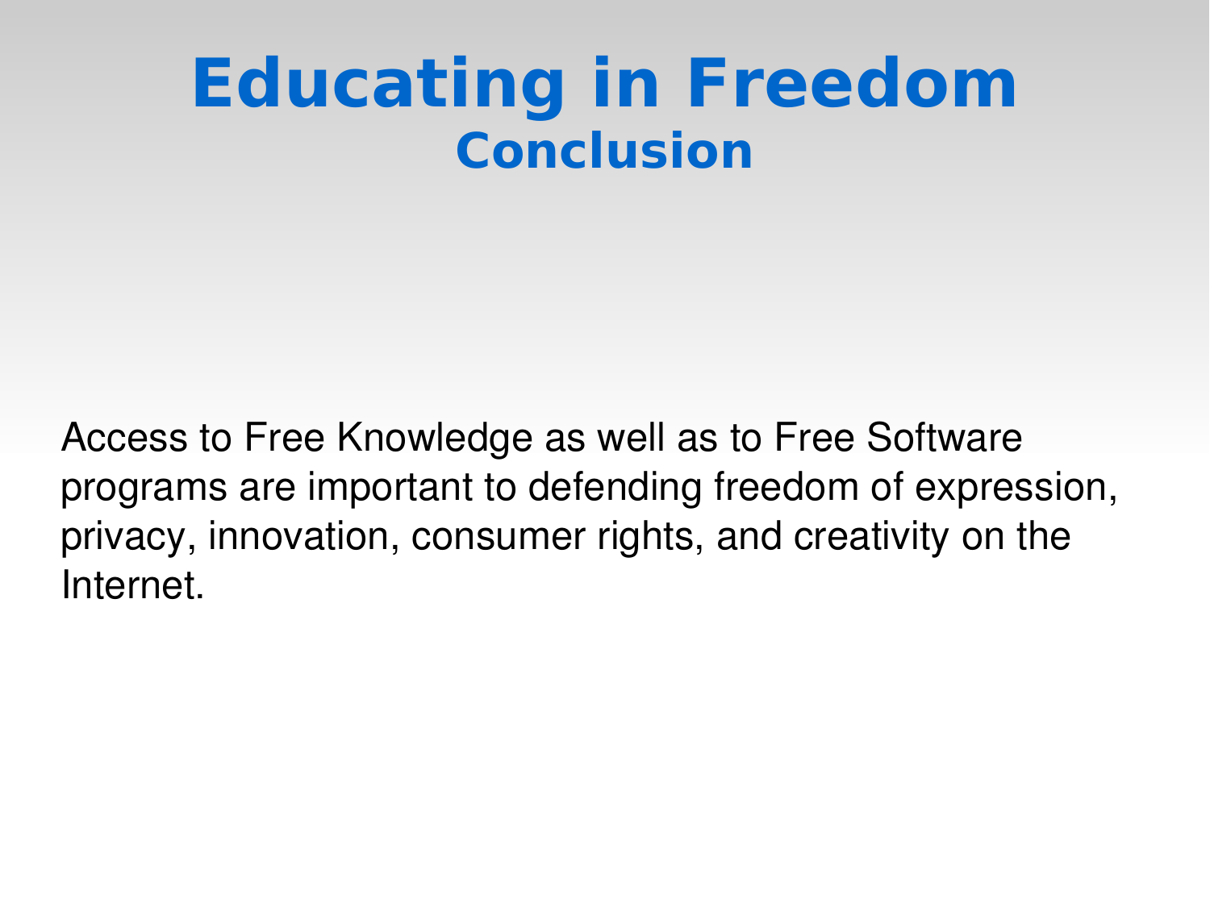# Educating in Freedom

## Conclusion

Access to Free Knowledge as well as to Free Software programs are important to defending freedom of expression, privacy, innovation, consumer rights, and creativity on the Internet.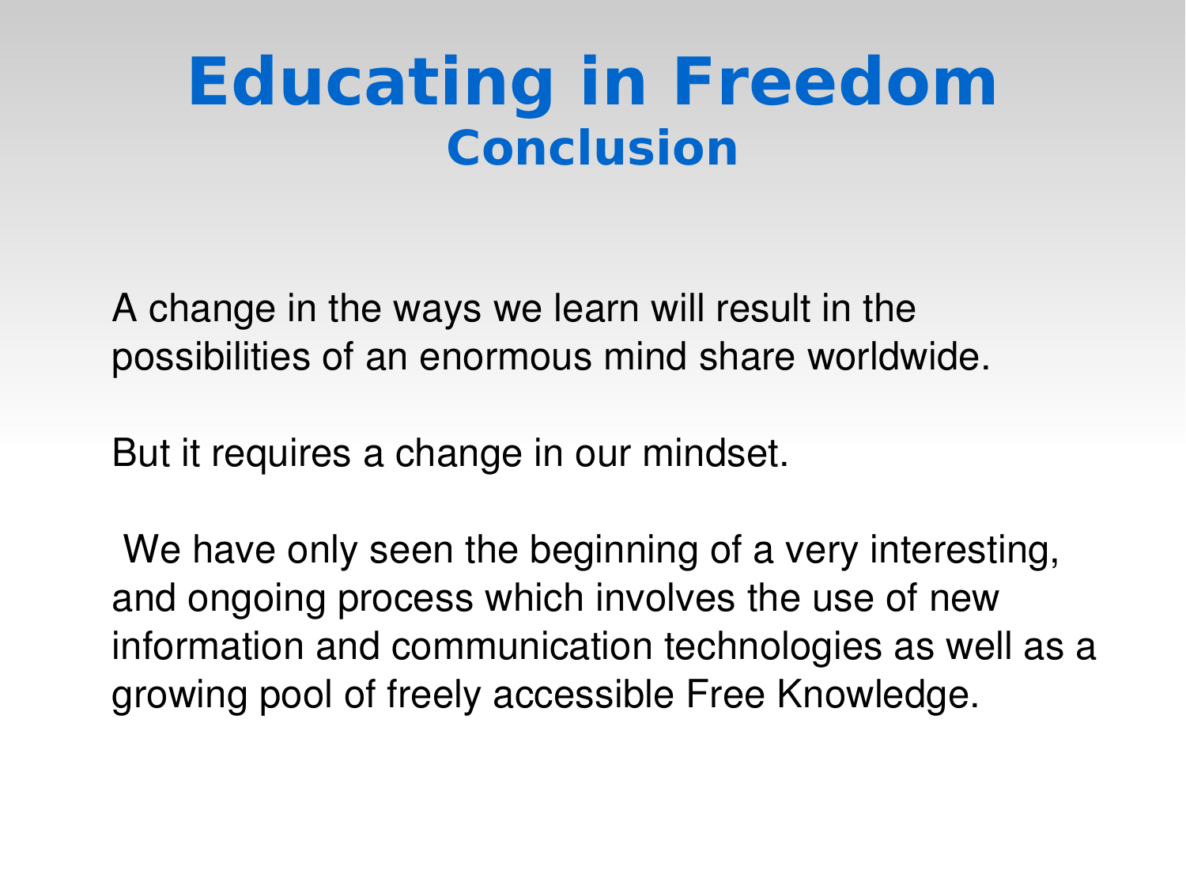# Educating in Freedom
## Conclusion

A change in the ways we learn will result in the possibilities of an enormous mind share worldwide.

But it requires a change in our mindset.

We have only seen the beginning of a very interesting, and ongoing process which involves the use of new information and communication technologies as well as a growing pool of freely accessible Free Knowledge.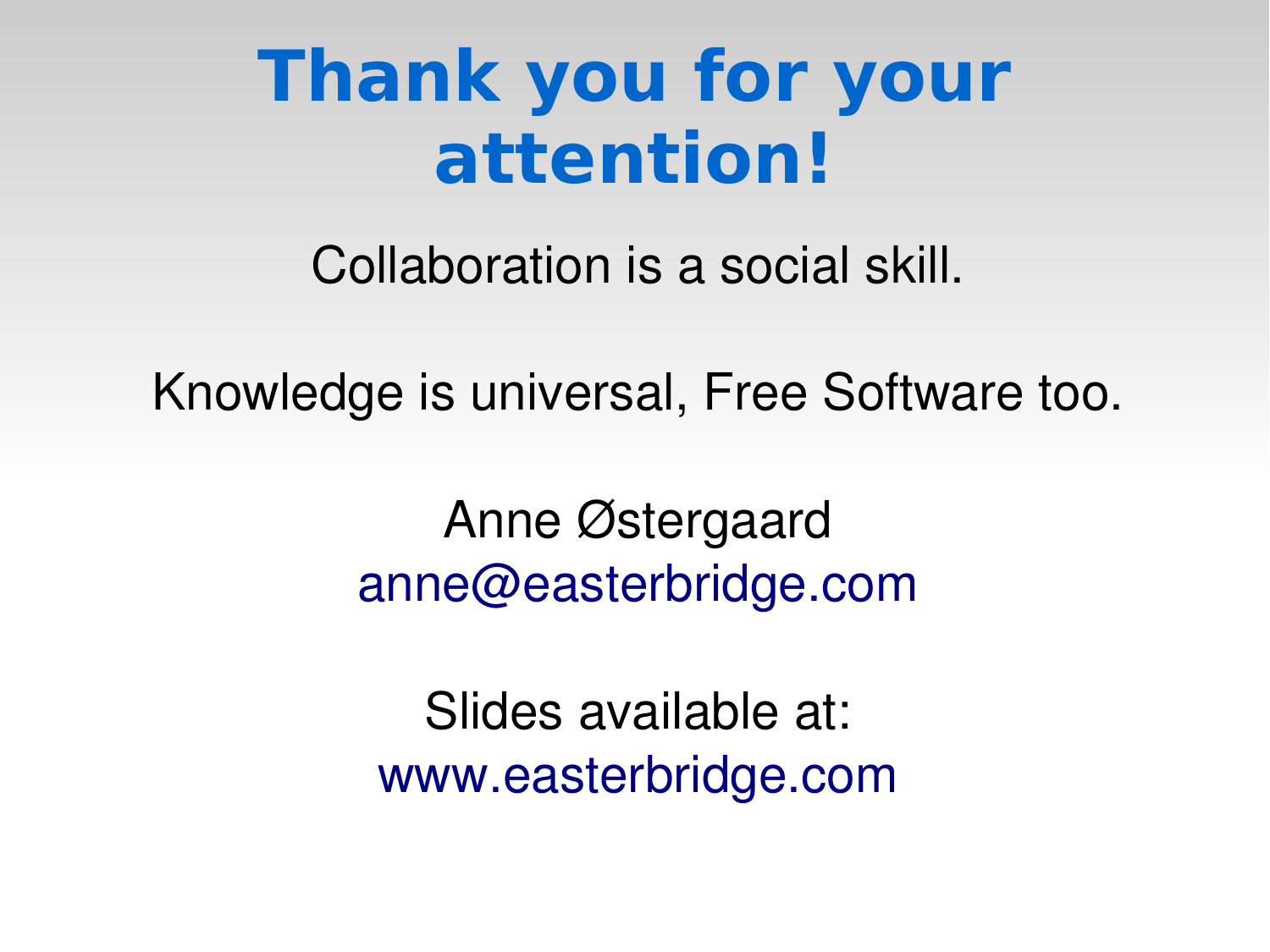# Thank you for your attention!

Collaboration is a social skill.

Knowledge is universal, Free Software too.

Anne Østergaard
anne@easterbridge.com

Slides available at:
www.easterbridge.com